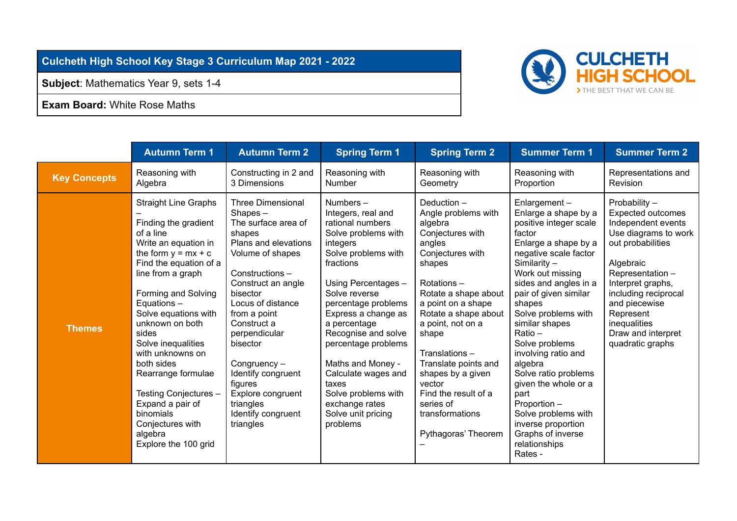**Culcheth High School Key Stage 3 Curriculum Map 2021 - 2022**

**Subject**: Mathematics Year 9, sets 1-4

**Exam Board:** White Rose Maths

| | Autumn Term 1 | Autumn Term 2 | Spring Term 1 | Spring Term 2 | Summer Term 1 | Summer Term 2 |
|---|---|---|---|---|---|---|
| **Key Concepts** | Reasoning with Algebra | Constructing in 2 and 3 Dimensions | Reasoning with Number | Reasoning with Geometry | Reasoning with Proportion | Representations and Revision |
| **Themes** | Straight Line Graphs – <br>Finding the gradient of a line<br>Write an equation in the form $y = mx + c$<br>Find the equation of a line from a graph<br><br>Forming and Solving Equations –<br>Solve equations with unknown on both sides<br>Solve inequalities with unknowns on both sides<br>Rearrange formulae<br><br>Testing Conjectures –<br>Expand a pair of binomials<br>Conjectures with algebra<br>Explore the 100 grid | Three Dimensional Shapes –<br>The surface area of shapes<br>Plans and elevations<br>Volume of shapes<br><br>Constructions –<br>Construct an angle bisector<br>Locus of distance from a point<br>Construct a perpendicular bisector<br><br>Congruency –<br>Identify congruent figures<br>Explore congruent triangles<br>Identify congruent triangles | Numbers –<br>Integers, real and rational numbers<br>Solve problems with integers<br>Solve problems with fractions<br><br>Using Percentages –<br>Solve reverse percentage problems<br>Express a change as a percentage<br>Recognise and solve percentage problems<br><br>Maths and Money -<br>Calculate wages and taxes<br>Solve problems with exchange rates<br>Solve unit pricing problems | Deduction –<br>Angle problems with algebra<br>Conjectures with angles<br>Conjectures with shapes<br><br>Rotations –<br>Rotate a shape about a point on a shape<br>Rotate a shape about a point, not on a shape<br><br>Translations –<br>Translate points and shapes by a given vector<br>Find the result of a series of transformations<br><br>Pythagoras' Theorem – | Enlargement –<br>Enlarge a shape by a positive integer scale factor<br>Enlarge a shape by a negative scale factor<br>Similarity –<br>Work out missing sides and angles in a pair of given similar shapes<br>Solve problems with similar shapes<br>Ratio –<br>Solve problems involving ratio and algebra<br>Solve ratio problems given the whole or a part<br>Proportion –<br>Solve problems with inverse proportion<br>Graphs of inverse relationships<br>Rates - | Probability –<br>Expected outcomes<br>Independent events<br>Use diagrams to work out probabilities<br><br>Algebraic Representation –<br>Interpret graphs, including reciprocal and piecewise<br>Represent inequalities<br>Draw and interpret quadratic graphs |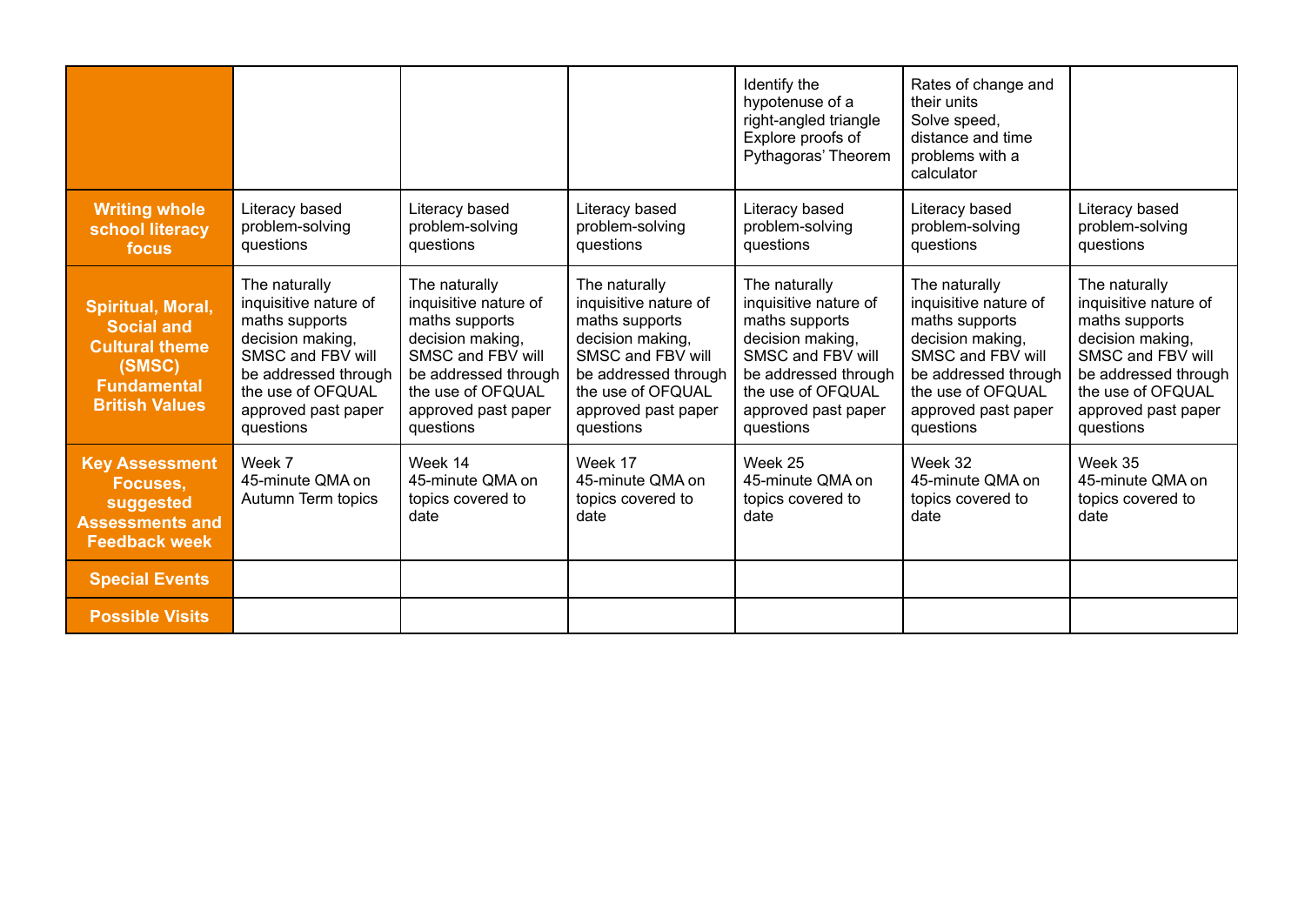| | | | | | | |
|---|---|---|---|---|---|---|
| | | | | Identify the hypotenuse of a right-angled triangle<br>Explore proofs of Pythagoras' Theorem | Rates of change and their units<br>Solve speed, distance and time problems with a calculator | |
| **Writing whole school literacy focus** | Literacy based problem-solving questions | Literacy based problem-solving questions | Literacy based problem-solving questions | Literacy based problem-solving questions | Literacy based problem-solving questions | Literacy based problem-solving questions |
| **Spiritual, Moral, Social and Cultural theme (SMSC) Fundamental British Values** | The naturally inquisitive nature of maths supports decision making, SMSC and FBV will be addressed through the use of OFQUAL approved past paper questions | The naturally inquisitive nature of maths supports decision making, SMSC and FBV will be addressed through the use of OFQUAL approved past paper questions | The naturally inquisitive nature of maths supports decision making, SMSC and FBV will be addressed through the use of OFQUAL approved past paper questions | The naturally inquisitive nature of maths supports decision making, SMSC and FBV will be addressed through the use of OFQUAL approved past paper questions | The naturally inquisitive nature of maths supports decision making, SMSC and FBV will be addressed through the use of OFQUAL approved past paper questions | The naturally inquisitive nature of maths supports decision making, SMSC and FBV will be addressed through the use of OFQUAL approved past paper questions |
| **Key Assessment Focuses, suggested Assessments and Feedback week** | Week 7<br>45-minute QMA on Autumn Term topics | Week 14<br>45-minute QMA on topics covered to date | Week 17<br>45-minute QMA on topics covered to date | Week 25<br>45-minute QMA on topics covered to date | Week 32<br>45-minute QMA on topics covered to date | Week 35<br>45-minute QMA on topics covered to date |
| **Special Events** | | | | | | |
| **Possible Visits** | | | | | | |